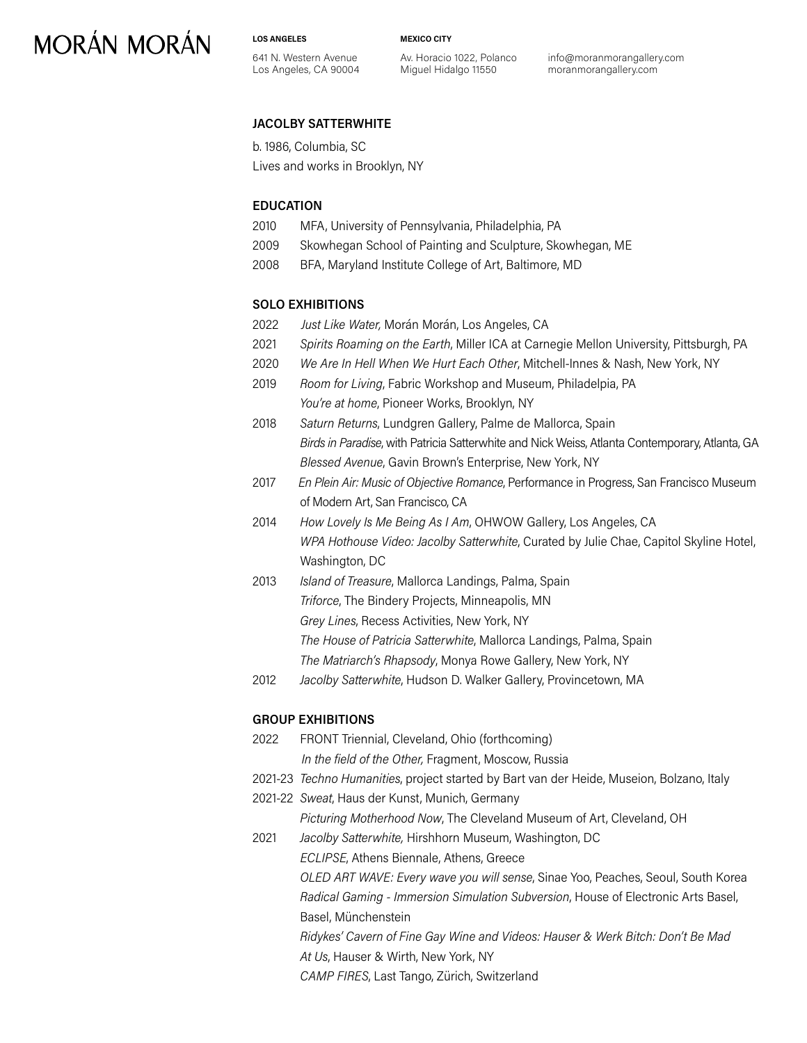# MORÁN MORÁN

**LOS ANGELES**
641 N. Western Avenue
Los Angeles, CA 90004

**MEXICO CITY**
Av. Horacio 1022, Polanco
Miguel Hidalgo 11550

info@moranmorangallery.com
moranmorangallery.com

## JACOLBY SATTERWHITE

b. 1986, Columbia, SC
Lives and works in Brooklyn, NY

### EDUCATION

2010 MFA, University of Pennsylvania, Philadelphia, PA
2009 Skowhegan School of Painting and Sculpture, Skowhegan, ME
2008 BFA, Maryland Institute College of Art, Baltimore, MD

### SOLO EXHIBITIONS

2022 *Just Like Water,* Morán Morán, Los Angeles, CA
2021 *Spirits Roaming on the Earth*, Miller ICA at Carnegie Mellon University, Pittsburgh, PA
2020 *We Are In Hell When We Hurt Each Other*, Mitchell-Innes & Nash, New York, NY
2019 *Room for Living*, Fabric Workshop and Museum, Philadelpia, PA
*You're at home*, Pioneer Works, Brooklyn, NY
2018 *Saturn Returns*, Lundgren Gallery, Palme de Mallorca, Spain
*Birds in Paradise*, with Patricia Satterwhite and Nick Weiss, Atlanta Contemporary, Atlanta, GA
*Blessed Avenue*, Gavin Brown's Enterprise, New York, NY
2017 *En Plein Air: Music of Objective Romance*, Performance in Progress, San Francisco Museum of Modern Art, San Francisco, CA
2014 *How Lovely Is Me Being As I Am*, OHWOW Gallery, Los Angeles, CA
*WPA Hothouse Video: Jacolby Satterwhite*, Curated by Julie Chae, Capitol Skyline Hotel, Washington, DC
2013 *Island of Treasure*, Mallorca Landings, Palma, Spain
*Triforce*, The Bindery Projects, Minneapolis, MN
*Grey Lines*, Recess Activities, New York, NY
*The House of Patricia Satterwhite*, Mallorca Landings, Palma, Spain
*The Matriarch's Rhapsody*, Monya Rowe Gallery, New York, NY
2012 *Jacolby Satterwhite*, Hudson D. Walker Gallery, Provincetown, MA

### GROUP EXHIBITIONS

2022 FRONT Triennial, Cleveland, Ohio (forthcoming)
*In the field of the Other,* Fragment, Moscow, Russia
2021-23 *Techno Humanities*, project started by Bart van der Heide, Museion, Bolzano, Italy
2021-22 *Sweat*, Haus der Kunst, Munich, Germany
*Picturing Motherhood Now*, The Cleveland Museum of Art, Cleveland, OH
2021 *Jacolby Satterwhite,* Hirshhorn Museum, Washington, DC
*ECLIPSE*, Athens Biennale, Athens, Greece
*OLED ART WAVE: Every wave you will sense*, Sinae Yoo, Peaches, Seoul, South Korea
*Radical Gaming - Immersion Simulation Subversion*, House of Electronic Arts Basel, Basel, Münchenstein
*Ridykes' Cavern of Fine Gay Wine and Videos: Hauser & Werk Bitch: Don't Be Mad At Us*, Hauser & Wirth, New York, NY
*CAMP FIRES*, Last Tango, Zürich, Switzerland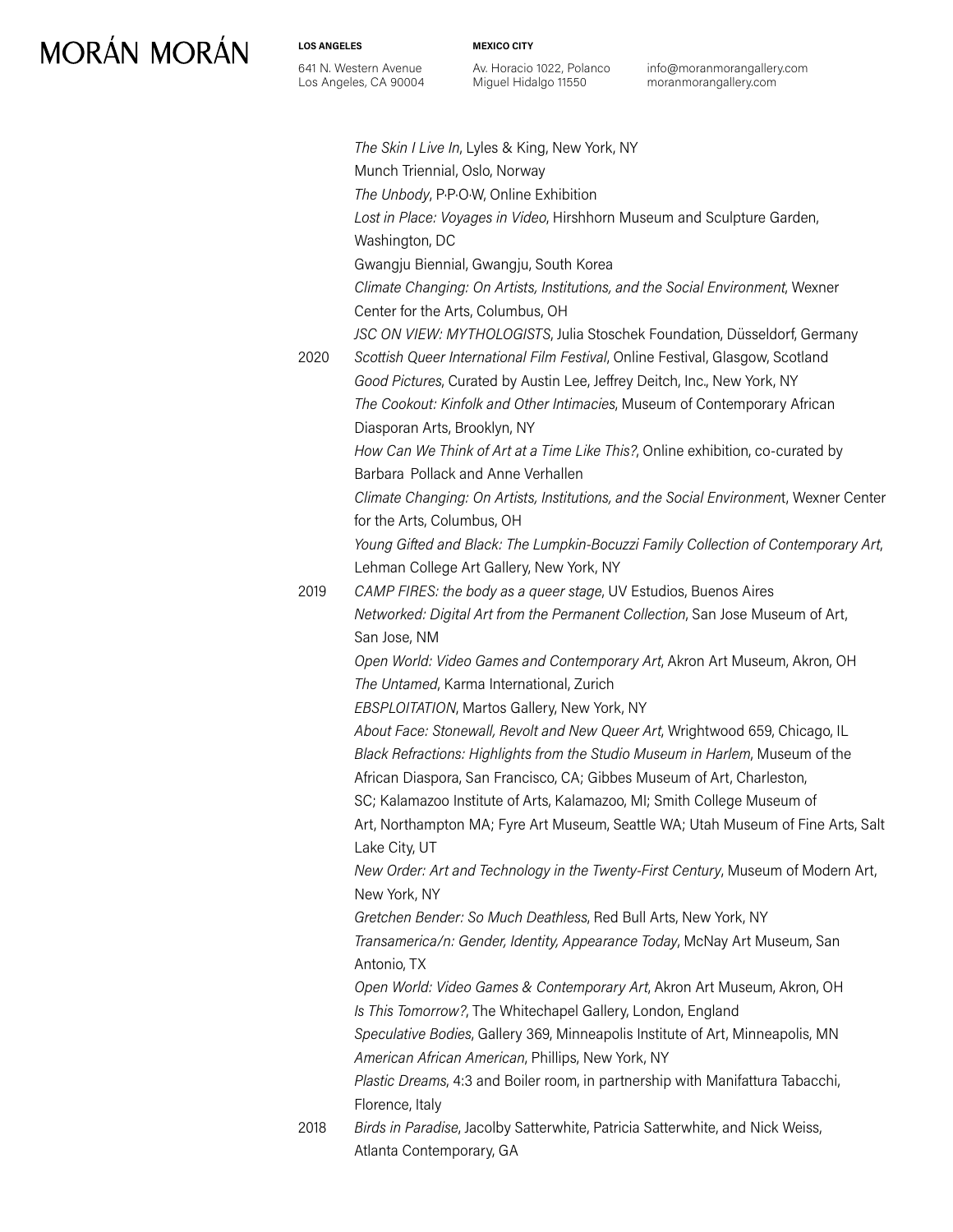*The Skin I Live In*, Lyles & King, New York, NY
Munch Triennial, Oslo, Norway
*The Unbody*, P·P·O·W, Online Exhibition
*Lost in Place: Voyages in Video*, Hirshhorn Museum and Sculpture Garden, Washington, DC
Gwangju Biennial, Gwangju, South Korea
*Climate Changing: On Artists, Institutions, and the Social Environment*, Wexner Center for the Arts, Columbus, OH
*JSC ON VIEW: MYTHOLOGISTS*, Julia Stoschek Foundation, Düsseldorf, Germany

2020 *Scottish Queer International Film Festival*, Online Festival, Glasgow, Scotland
*Good Pictures*, Curated by Austin Lee, Jeffrey Deitch, Inc., New York, NY
*The Cookout: Kinfolk and Other Intimacies*, Museum of Contemporary African Diasporan Arts, Brooklyn, NY
*How Can We Think of Art at a Time Like This?*, Online exhibition, co-curated by Barbara Pollack and Anne Verhallen
*Climate Changing: On Artists, Institutions, and the Social Environmen*t, Wexner Center for the Arts, Columbus, OH
*Young Gifted and Black: The Lumpkin-Bocuzzi Family Collection of Contemporary Art*, Lehman College Art Gallery, New York, NY

2019 *CAMP FIRES: the body as a queer stage*, UV Estudios, Buenos Aires
*Networked: Digital Art from the Permanent Collection*, San Jose Museum of Art, San Jose, NM
*Open World: Video Games and Contemporary Art*, Akron Art Museum, Akron, OH
*The Untamed*, Karma International, Zurich
*EBSPLOITATION*, Martos Gallery, New York, NY
*About Face: Stonewall, Revolt and New Queer Art*, Wrightwood 659, Chicago, IL
*Black Refractions: Highlights from the Studio Museum in Harlem*, Museum of the African Diaspora, San Francisco, CA; Gibbes Museum of Art, Charleston, SC; Kalamazoo Institute of Arts, Kalamazoo, MI; Smith College Museum of Art, Northampton MA; Fyre Art Museum, Seattle WA; Utah Museum of Fine Arts, Salt Lake City, UT
*New Order: Art and Technology in the Twenty-First Century*, Museum of Modern Art, New York, NY
*Gretchen Bender: So Much Deathless*, Red Bull Arts, New York, NY
*Transamerica/n: Gender, Identity, Appearance Today*, McNay Art Museum, San Antonio, TX
*Open World: Video Games & Contemporary Art*, Akron Art Museum, Akron, OH
*Is This Tomorrow?*, The Whitechapel Gallery, London, England
*Speculative Bodies*, Gallery 369, Minneapolis Institute of Art, Minneapolis, MN
*American African American*, Phillips, New York, NY
*Plastic Dreams*, 4:3 and Boiler room, in partnership with Manifattura Tabacchi, Florence, Italy

2018 *Birds in Paradise*, Jacolby Satterwhite, Patricia Satterwhite, and Nick Weiss, Atlanta Contemporary, GA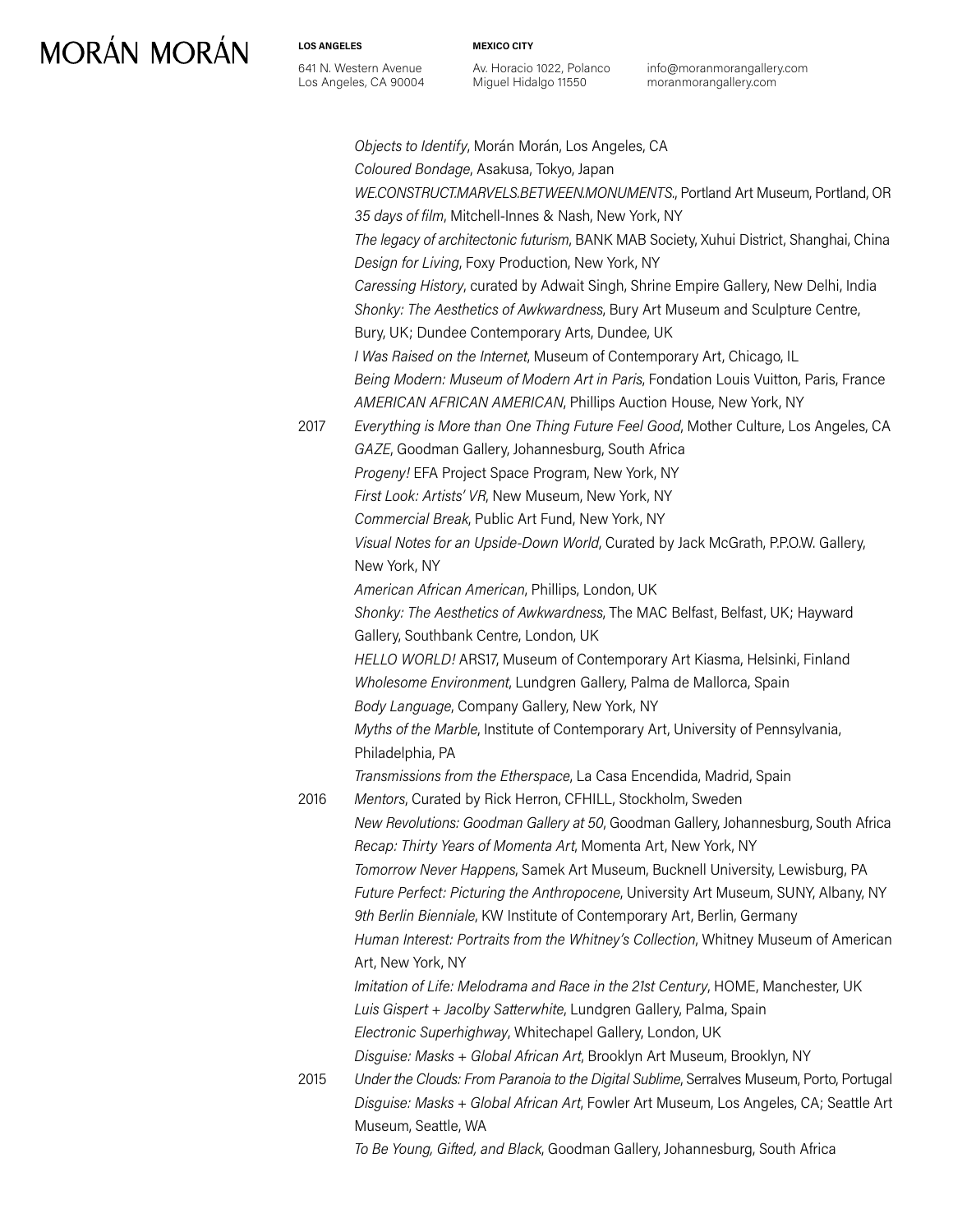*Objects to Identify*, Morán Morán, Los Angeles, CA
*Coloured Bondage*, Asakusa, Tokyo, Japan
*WE.CONSTRUCT.MARVELS.BETWEEN.MONUMENTS.*, Portland Art Museum, Portland, OR
*35 days of film*, Mitchell-Innes & Nash, New York, NY
*The legacy of architectonic futurism*, BANK MAB Society, Xuhui District, Shanghai, China
*Design for Living*, Foxy Production, New York, NY
*Caressing History*, curated by Adwait Singh, Shrine Empire Gallery, New Delhi, India
*Shonky: The Aesthetics of Awkwardness*, Bury Art Museum and Sculpture Centre, Bury, UK; Dundee Contemporary Arts, Dundee, UK
*I Was Raised on the Internet*, Museum of Contemporary Art, Chicago, IL
*Being Modern: Museum of Modern Art in Paris*, Fondation Louis Vuitton, Paris, France
*AMERICAN AFRICAN AMERICAN*, Phillips Auction House, New York, NY

2017 *Everything is More than One Thing Future Feel Good*, Mother Culture, Los Angeles, CA
*GAZE*, Goodman Gallery, Johannesburg, South Africa
*Progeny!* EFA Project Space Program, New York, NY
*First Look: Artists' VR*, New Museum, New York, NY
*Commercial Break*, Public Art Fund, New York, NY
*Visual Notes for an Upside-Down World*, Curated by Jack McGrath, P.P.O.W. Gallery, New York, NY
*American African American*, Phillips, London, UK
*Shonky: The Aesthetics of Awkwardness*, The MAC Belfast, Belfast, UK; Hayward Gallery, Southbank Centre, London, UK
*HELLO WORLD!* ARS17, Museum of Contemporary Art Kiasma, Helsinki, Finland
*Wholesome Environment*, Lundgren Gallery, Palma de Mallorca, Spain
*Body Language*, Company Gallery, New York, NY
*Myths of the Marble*, Institute of Contemporary Art, University of Pennsylvania, Philadelphia, PA
*Transmissions from the Etherspace*, La Casa Encendida, Madrid, Spain

2016 *Mentors*, Curated by Rick Herron, CFHILL, Stockholm, Sweden
*New Revolutions: Goodman Gallery at 50*, Goodman Gallery, Johannesburg, South Africa
*Recap: Thirty Years of Momenta Art*, Momenta Art, New York, NY
*Tomorrow Never Happens*, Samek Art Museum, Bucknell University, Lewisburg, PA
*Future Perfect: Picturing the Anthropocene*, University Art Museum, SUNY, Albany, NY
*9th Berlin Bienniale*, KW Institute of Contemporary Art, Berlin, Germany
*Human Interest: Portraits from the Whitney's Collection*, Whitney Museum of American Art, New York, NY
*Imitation of Life: Melodrama and Race in the 21st Century*, HOME, Manchester, UK
*Luis Gispert + Jacolby Satterwhite*, Lundgren Gallery, Palma, Spain
*Electronic Superhighway*, Whitechapel Gallery, London, UK
*Disguise: Masks + Global African Art*, Brooklyn Art Museum, Brooklyn, NY

2015 *Under the Clouds: From Paranoia to the Digital Sublime*, Serralves Museum, Porto, Portugal
*Disguise: Masks + Global African Art*, Fowler Art Museum, Los Angeles, CA; Seattle Art Museum, Seattle, WA
*To Be Young, Gifted, and Black*, Goodman Gallery, Johannesburg, South Africa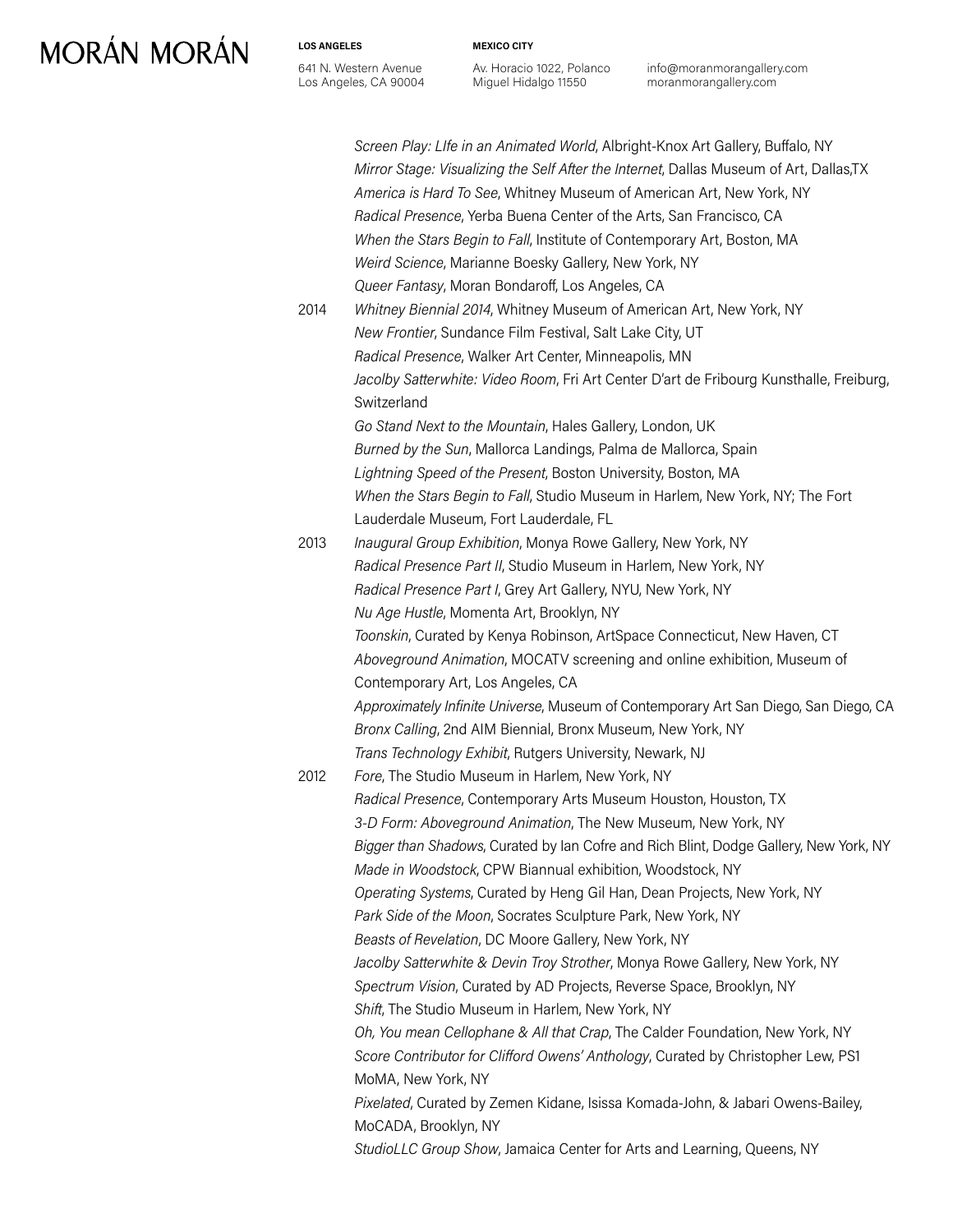*Screen Play: LIfe in an Animated World*, Albright-Knox Art Gallery, Buffalo, NY
*Mirror Stage: Visualizing the Self After the Internet*, Dallas Museum of Art, Dallas,TX
*America is Hard To See*, Whitney Museum of American Art, New York, NY
*Radical Presence*, Yerba Buena Center of the Arts, San Francisco, CA
*When the Stars Begin to Fall*, Institute of Contemporary Art, Boston, MA
*Weird Science*, Marianne Boesky Gallery, New York, NY
*Queer Fantasy*, Moran Bondaroff, Los Angeles, CA

2014 *Whitney Biennial 2014*, Whitney Museum of American Art, New York, NY
*New Frontier*, Sundance Film Festival, Salt Lake City, UT
*Radical Presence*, Walker Art Center, Minneapolis, MN
*Jacolby Satterwhite: Video Room*, Fri Art Center D'art de Fribourg Kunsthalle, Freiburg, Switzerland
*Go Stand Next to the Mountain*, Hales Gallery, London, UK
*Burned by the Sun*, Mallorca Landings, Palma de Mallorca, Spain
*Lightning Speed of the Present*, Boston University, Boston, MA
*When the Stars Begin to Fall*, Studio Museum in Harlem, New York, NY; The Fort Lauderdale Museum, Fort Lauderdale, FL

2013 *Inaugural Group Exhibition*, Monya Rowe Gallery, New York, NY
*Radical Presence Part II*, Studio Museum in Harlem, New York, NY
*Radical Presence Part I*, Grey Art Gallery, NYU, New York, NY
*Nu Age Hustle*, Momenta Art, Brooklyn, NY
*Toonskin*, Curated by Kenya Robinson, ArtSpace Connecticut, New Haven, CT
*Aboveground Animation*, MOCATV screening and online exhibition, Museum of Contemporary Art, Los Angeles, CA
*Approximately Infinite Universe*, Museum of Contemporary Art San Diego, San Diego, CA
*Bronx Calling*, 2nd AIM Biennial, Bronx Museum, New York, NY
*Trans Technology Exhibit*, Rutgers University, Newark, NJ

2012 *Fore*, The Studio Museum in Harlem, New York, NY
*Radical Presence*, Contemporary Arts Museum Houston, Houston, TX
*3-D Form: Aboveground Animation*, The New Museum, New York, NY
*Bigger than Shadows*, Curated by Ian Cofre and Rich Blint, Dodge Gallery, New York, NY
*Made in Woodstock*, CPW Biannual exhibition, Woodstock, NY
*Operating Systems*, Curated by Heng Gil Han, Dean Projects, New York, NY
*Park Side of the Moon*, Socrates Sculpture Park, New York, NY
*Beasts of Revelation*, DC Moore Gallery, New York, NY
*Jacolby Satterwhite & Devin Troy Strother*, Monya Rowe Gallery, New York, NY
*Spectrum Vision*, Curated by AD Projects, Reverse Space, Brooklyn, NY
*Shift*, The Studio Museum in Harlem, New York, NY
*Oh, You mean Cellophane & All that Crap*, The Calder Foundation, New York, NY
*Score Contributor for Clifford Owens' Anthology*, Curated by Christopher Lew, PS1 MoMA, New York, NY
*Pixelated*, Curated by Zemen Kidane, Isissa Komada-John, & Jabari Owens-Bailey, MoCADA, Brooklyn, NY
*StudioLLC Group Show*, Jamaica Center for Arts and Learning, Queens, NY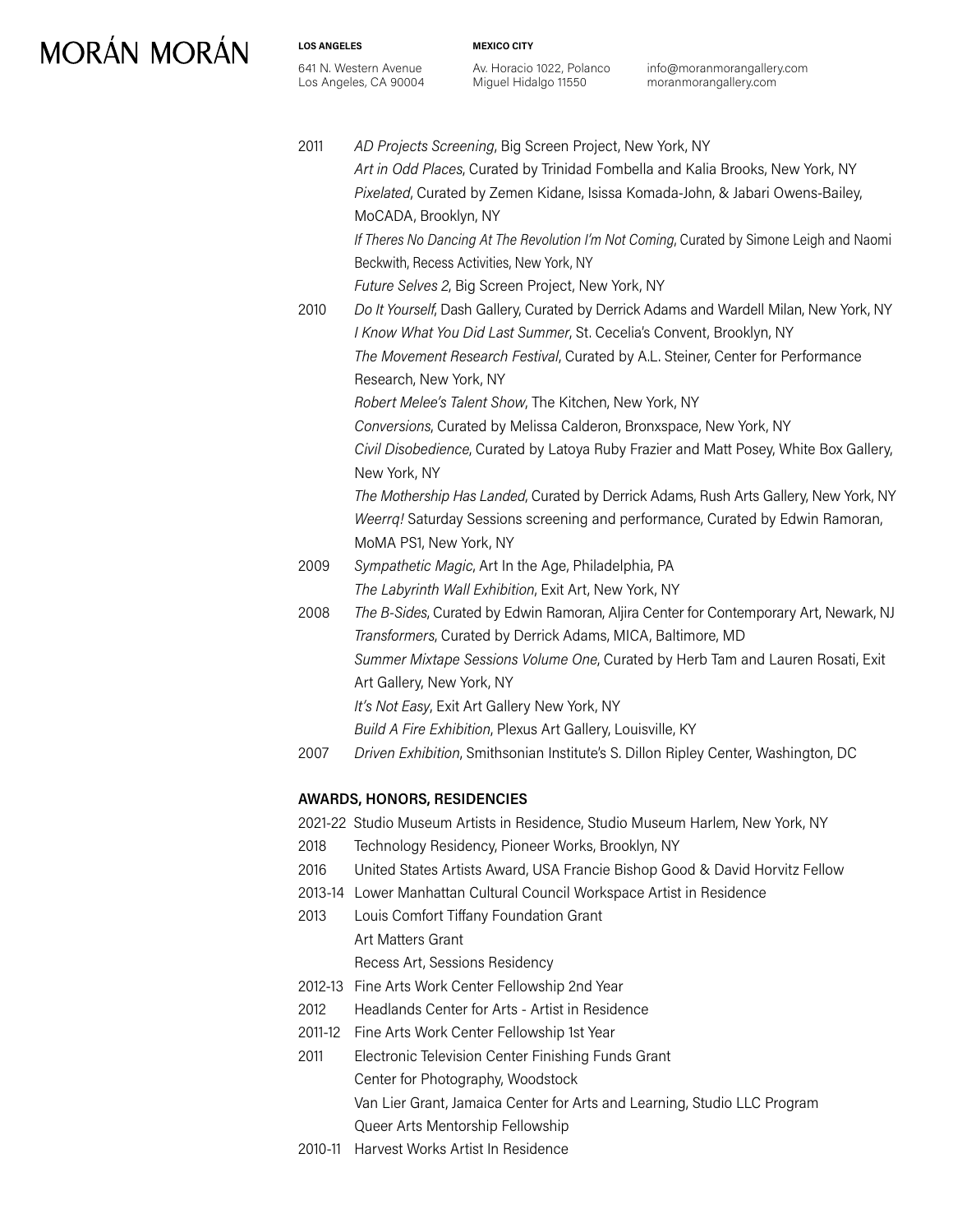2011 *AD Projects Screening*, Big Screen Project, New York, NY
*Art in Odd Places*, Curated by Trinidad Fombella and Kalia Brooks, New York, NY
*Pixelated*, Curated by Zemen Kidane, Isissa Komada-John, & Jabari Owens-Bailey, MoCADA, Brooklyn, NY
*If Theres No Dancing At The Revolution I'm Not Coming*, Curated by Simone Leigh and Naomi Beckwith, Recess Activities, New York, NY
*Future Selves 2*, Big Screen Project, New York, NY

2010 *Do It Yourself*, Dash Gallery, Curated by Derrick Adams and Wardell Milan, New York, NY
*I Know What You Did Last Summer*, St. Cecelia's Convent, Brooklyn, NY
*The Movement Research Festival*, Curated by A.L. Steiner, Center for Performance Research, New York, NY
*Robert Melee's Talent Show*, The Kitchen, New York, NY
*Conversions*, Curated by Melissa Calderon, Bronxspace, New York, NY
*Civil Disobedience*, Curated by Latoya Ruby Frazier and Matt Posey, White Box Gallery, New York, NY
*The Mothership Has Landed*, Curated by Derrick Adams, Rush Arts Gallery, New York, NY
*Weerrq!* Saturday Sessions screening and performance, Curated by Edwin Ramoran, MoMA PS1, New York, NY

2009 *Sympathetic Magic*, Art In the Age, Philadelphia, PA
*The Labyrinth Wall Exhibition*, Exit Art, New York, NY

2008 *The B-Sides*, Curated by Edwin Ramoran, Aljira Center for Contemporary Art, Newark, NJ
*Transformers*, Curated by Derrick Adams, MICA, Baltimore, MD
*Summer Mixtape Sessions Volume One*, Curated by Herb Tam and Lauren Rosati, Exit Art Gallery, New York, NY
*It's Not Easy*, Exit Art Gallery New York, NY
*Build A Fire Exhibition*, Plexus Art Gallery, Louisville, KY

2007 *Driven Exhibition*, Smithsonian Institute's S. Dillon Ripley Center, Washington, DC

## AWARDS, HONORS, RESIDENCIES

2021-22 Studio Museum Artists in Residence, Studio Museum Harlem, New York, NY

2018 Technology Residency, Pioneer Works, Brooklyn, NY

2016 United States Artists Award, USA Francie Bishop Good & David Horvitz Fellow

2013-14 Lower Manhattan Cultural Council Workspace Artist in Residence

2013 Louis Comfort Tiffany Foundation Grant
Art Matters Grant
Recess Art, Sessions Residency

2012-13 Fine Arts Work Center Fellowship 2nd Year

2012 Headlands Center for Arts - Artist in Residence

2011-12 Fine Arts Work Center Fellowship 1st Year

2011 Electronic Television Center Finishing Funds Grant
Center for Photography, Woodstock
Van Lier Grant, Jamaica Center for Arts and Learning, Studio LLC Program
Queer Arts Mentorship Fellowship

2010-11 Harvest Works Artist In Residence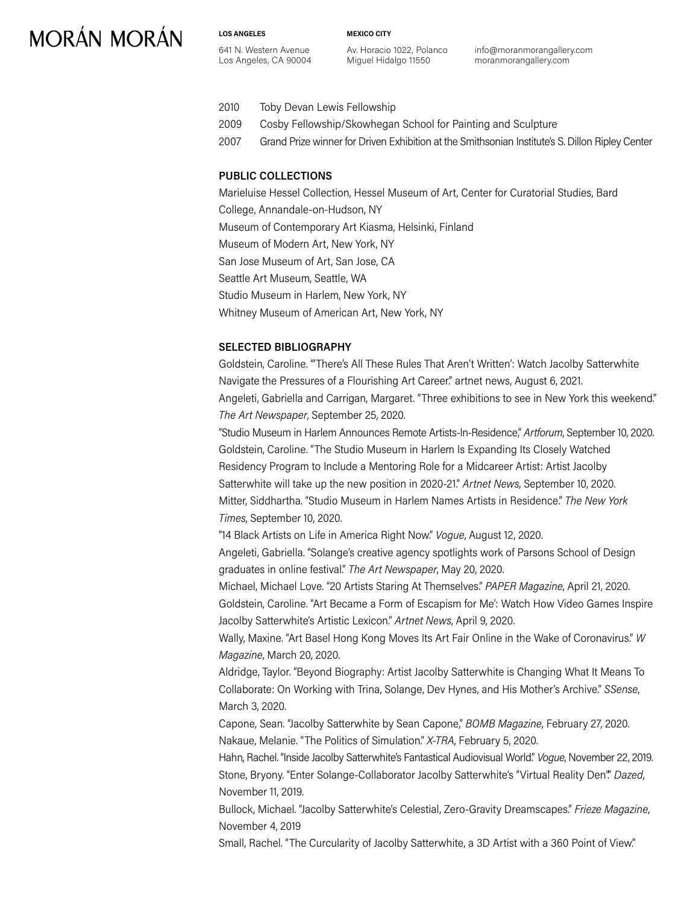2010 Toby Devan Lewis Fellowship

2009 Cosby Fellowship/Skowhegan School for Painting and Sculpture

2007 Grand Prize winner for Driven Exhibition at the Smithsonian Institute's S. Dillon Ripley Center

## PUBLIC COLLECTIONS

Marieluise Hessel Collection, Hessel Museum of Art, Center for Curatorial Studies, Bard College, Annandale-on-Hudson, NY

Museum of Contemporary Art Kiasma, Helsinki, Finland

Museum of Modern Art, New York, NY

San Jose Museum of Art, San Jose, CA

Seattle Art Museum, Seattle, WA

Studio Museum in Harlem, New York, NY

Whitney Museum of American Art, New York, NY

## SELECTED BIBLIOGRAPHY

Goldstein, Caroline. "'There's All These Rules That Aren't Written': Watch Jacolby Satterwhite Navigate the Pressures of a Flourishing Art Career." artnet news, August 6, 2021.

Angeleti, Gabriella and Carrigan, Margaret. "Three exhibitions to see in New York this weekend." *The Art Newspaper*, September 25, 2020.

"Studio Museum in Harlem Announces Remote Artists-In-Residence," *Artforum*, September 10, 2020.

Goldstein, Caroline. "The Studio Museum in Harlem Is Expanding Its Closely Watched Residency Program to Include a Mentoring Role for a Midcareer Artist: Artist Jacolby Satterwhite will take up the new position in 2020-21." *Artnet News*, September 10, 2020.

Mitter, Siddhartha. "Studio Museum in Harlem Names Artists in Residence." *The New York Times*, September 10, 2020.

"14 Black Artists on Life in America Right Now." *Vogue*, August 12, 2020.

Angeleti, Gabriella. "Solange's creative agency spotlights work of Parsons School of Design graduates in online festival." *The Art Newspaper*, May 20, 2020.

Michael, Michael Love. "20 Artists Staring At Themselves." *PAPER Magazine*, April 21, 2020.

Goldstein, Caroline. "Art Became a Form of Escapism for Me': Watch How Video Games Inspire Jacolby Satterwhite's Artistic Lexicon." *Artnet News*, April 9, 2020.

Wally, Maxine. "Art Basel Hong Kong Moves Its Art Fair Online in the Wake of Coronavirus." *W Magazine*, March 20, 2020.

Aldridge, Taylor. "Beyond Biography: Artist Jacolby Satterwhite is Changing What It Means To Collaborate: On Working with Trina, Solange, Dev Hynes, and His Mother's Archive." *SSense*, March 3, 2020.

Capone, Sean. "Jacolby Satterwhite by Sean Capone," *BOMB Magazine*, February 27, 2020.

Nakaue, Melanie. "The Politics of Simulation." *X-TRA*, February 5, 2020.

Hahn, Rachel. "Inside Jacolby Satterwhite's Fantastical Audiovisual World." *Vogue*, November 22, 2019.

Stone, Bryony. "Enter Solange-Collaborator Jacolby Satterwhite's "Virtual Reality Den"." *Dazed*, November 11, 2019.

Bullock, Michael. "Jacolby Satterwhite's Celestial, Zero-Gravity Dreamscapes." *Frieze Magazine*, November 4, 2019

Small, Rachel. "The Curcularity of Jacolby Satterwhite, a 3D Artist with a 360 Point of View."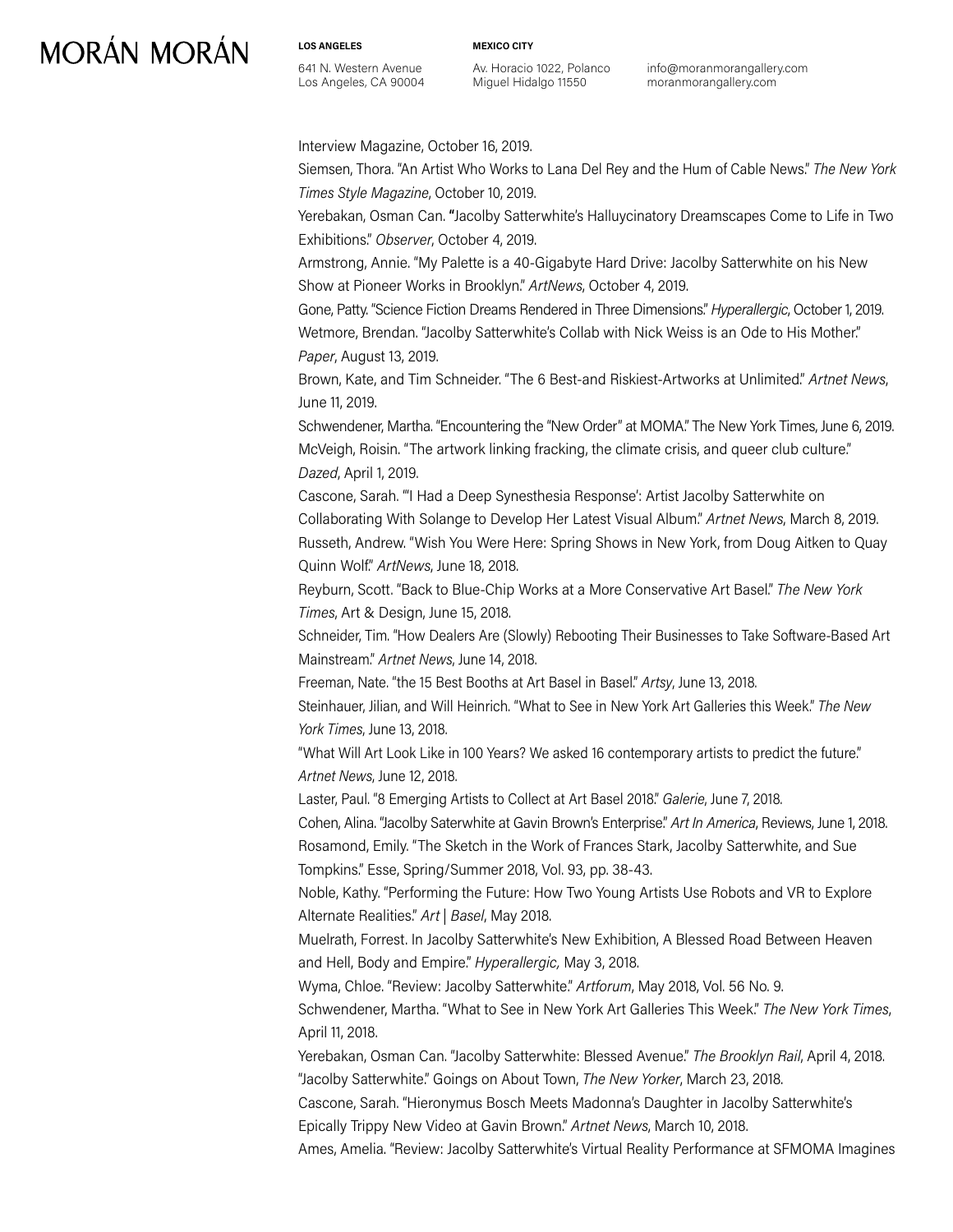Interview Magazine, October 16, 2019.

Siemsen, Thora. "An Artist Who Works to Lana Del Rey and the Hum of Cable News." *The New York Times Style Magazine*, October 10, 2019.

Yerebakan, Osman Can. "Jacolby Satterwhite's Halluycinatory Dreamscapes Come to Life in Two Exhibitions." *Observer*, October 4, 2019.

Armstrong, Annie. "My Palette is a 40-Gigabyte Hard Drive: Jacolby Satterwhite on his New Show at Pioneer Works in Brooklyn." *ArtNews*, October 4, 2019.

Gone, Patty. "Science Fiction Dreams Rendered in Three Dimensions." *Hyperallergic*, October 1, 2019.

Wetmore, Brendan. "Jacolby Satterwhite's Collab with Nick Weiss is an Ode to His Mother." *Paper*, August 13, 2019.

Brown, Kate, and Tim Schneider. "The 6 Best-and Riskiest-Artworks at Unlimited." *Artnet News*, June 11, 2019.

Schwendener, Martha. "Encountering the "New Order" at MOMA." The New York Times, June 6, 2019.

McVeigh, Roisin. "The artwork linking fracking, the climate crisis, and queer club culture." *Dazed*, April 1, 2019.

Cascone, Sarah. "'I Had a Deep Synesthesia Response': Artist Jacolby Satterwhite on Collaborating With Solange to Develop Her Latest Visual Album." *Artnet News*, March 8, 2019.

Russeth, Andrew. "Wish You Were Here: Spring Shows in New York, from Doug Aitken to Quay Quinn Wolf." *ArtNews*, June 18, 2018.

Reyburn, Scott. "Back to Blue-Chip Works at a More Conservative Art Basel." *The New York Times*, Art & Design, June 15, 2018.

Schneider, Tim. "How Dealers Are (Slowly) Rebooting Their Businesses to Take Software-Based Art Mainstream." *Artnet News*, June 14, 2018.

Freeman, Nate. "the 15 Best Booths at Art Basel in Basel." *Artsy*, June 13, 2018.

Steinhauer, Jilian, and Will Heinrich. "What to See in New York Art Galleries this Week." *The New York Times*, June 13, 2018.

"What Will Art Look Like in 100 Years? We asked 16 contemporary artists to predict the future." *Artnet News*, June 12, 2018.

Laster, Paul. "8 Emerging Artists to Collect at Art Basel 2018." *Galerie*, June 7, 2018.

Cohen, Alina. "Jacolby Saterwhite at Gavin Brown's Enterprise." *Art In America*, Reviews, June 1, 2018.

Rosamond, Emily. "The Sketch in the Work of Frances Stark, Jacolby Satterwhite, and Sue Tompkins." Esse, Spring/Summer 2018, Vol. 93, pp. 38-43.

Noble, Kathy. "Performing the Future: How Two Young Artists Use Robots and VR to Explore Alternate Realities." *Art | Basel*, May 2018.

Muelrath, Forrest. In Jacolby Satterwhite's New Exhibition, A Blessed Road Between Heaven and Hell, Body and Empire." *Hyperallergic,* May 3, 2018.

Wyma, Chloe. "Review: Jacolby Satterwhite." *Artforum*, May 2018, Vol. 56 No. 9.

Schwendener, Martha. "What to See in New York Art Galleries This Week." *The New York Times*, April 11, 2018.

Yerebakan, Osman Can. "Jacolby Satterwhite: Blessed Avenue." *The Brooklyn Rail*, April 4, 2018.

"Jacolby Satterwhite." Goings on About Town, *The New Yorker*, March 23, 2018.

Cascone, Sarah. "Hieronymus Bosch Meets Madonna's Daughter in Jacolby Satterwhite's Epically Trippy New Video at Gavin Brown." *Artnet News*, March 10, 2018.

Ames, Amelia. "Review: Jacolby Satterwhite's Virtual Reality Performance at SFMOMA Imagines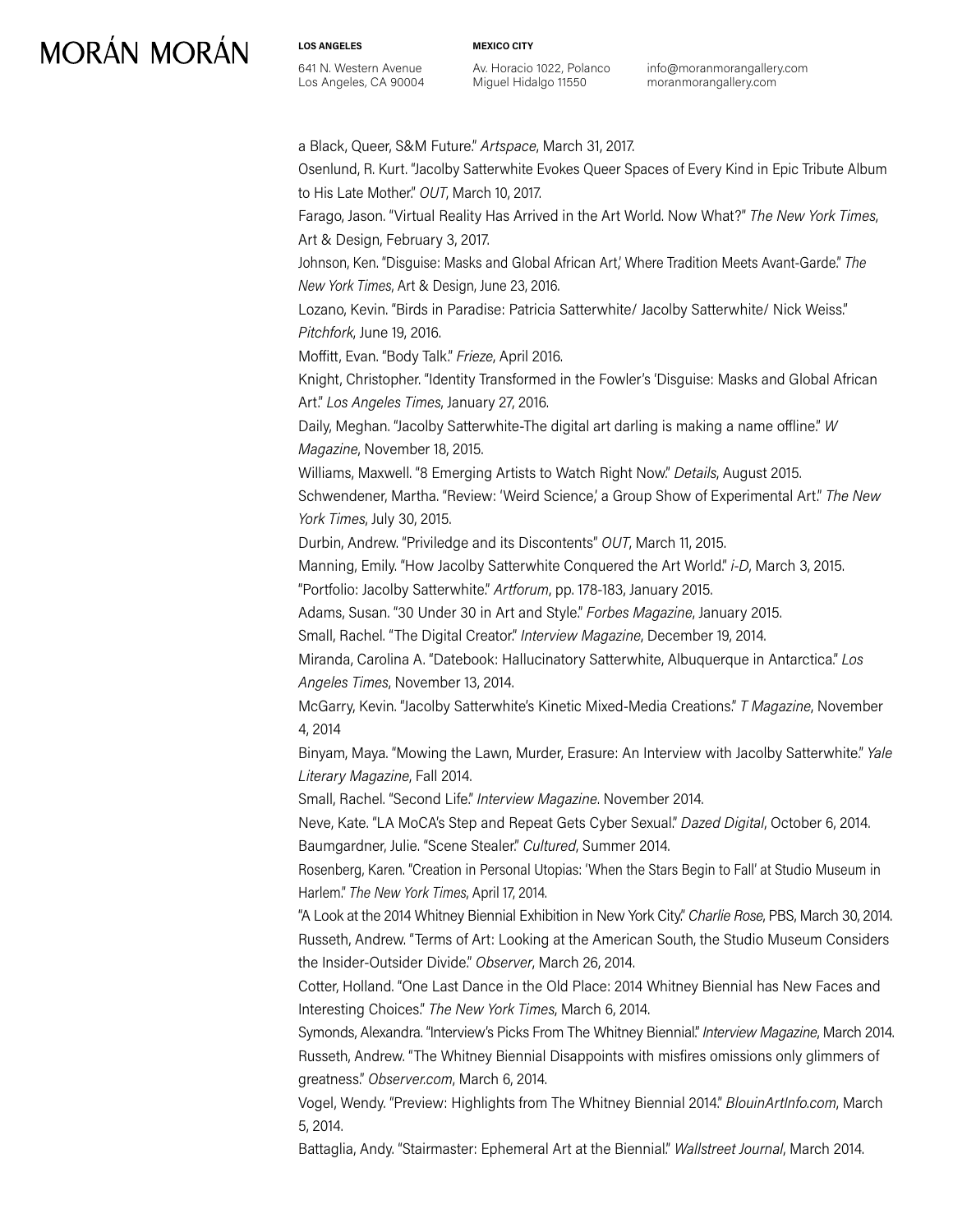a Black, Queer, S&M Future." *Artspace*, March 31, 2017.

Osenlund, R. Kurt. "Jacolby Satterwhite Evokes Queer Spaces of Every Kind in Epic Tribute Album to His Late Mother." *OUT*, March 10, 2017.

Farago, Jason. "Virtual Reality Has Arrived in the Art World. Now What?" *The New York Times*, Art & Design, February 3, 2017.

Johnson, Ken. "Disguise: Masks and Global African Art,' Where Tradition Meets Avant-Garde." *The New York Times*, Art & Design, June 23, 2016.

Lozano, Kevin. "Birds in Paradise: Patricia Satterwhite/ Jacolby Satterwhite/ Nick Weiss." *Pitchfork*, June 19, 2016.

Moffitt, Evan. "Body Talk." *Frieze*, April 2016.

Knight, Christopher. "Identity Transformed in the Fowler's 'Disguise: Masks and Global African Art." *Los Angeles Times*, January 27, 2016.

Daily, Meghan. "Jacolby Satterwhite-The digital art darling is making a name offline." *W Magazine*, November 18, 2015.

Williams, Maxwell. "8 Emerging Artists to Watch Right Now." *Details*, August 2015.

Schwendener, Martha. "Review: 'Weird Science,' a Group Show of Experimental Art." *The New York Times*, July 30, 2015.

Durbin, Andrew. "Priviledge and its Discontents" *OUT*, March 11, 2015.

Manning, Emily. "How Jacolby Satterwhite Conquered the Art World." *i-D*, March 3, 2015.

"Portfolio: Jacolby Satterwhite." *Artforum*, pp. 178-183, January 2015.

Adams, Susan. "30 Under 30 in Art and Style." *Forbes Magazine*, January 2015.

Small, Rachel. "The Digital Creator." *Interview Magazine*, December 19, 2014.

Miranda, Carolina A. "Datebook: Hallucinatory Satterwhite, Albuquerque in Antarctica." *Los Angeles Times*, November 13, 2014.

McGarry, Kevin. "Jacolby Satterwhite's Kinetic Mixed-Media Creations." *T Magazine*, November 4, 2014

Binyam, Maya. "Mowing the Lawn, Murder, Erasure: An Interview with Jacolby Satterwhite." *Yale Literary Magazine*, Fall 2014.

Small, Rachel. "Second Life." *Interview Magazine*. November 2014.

Neve, Kate. "LA MoCA's Step and Repeat Gets Cyber Sexual." *Dazed Digital*, October 6, 2014.

Baumgardner, Julie. "Scene Stealer." *Cultured*, Summer 2014.

Rosenberg, Karen. "Creation in Personal Utopias: 'When the Stars Begin to Fall' at Studio Museum in Harlem." *The New York Times*, April 17, 2014.

"A Look at the 2014 Whitney Biennial Exhibition in New York City." *Charlie Rose*, PBS, March 30, 2014.

Russeth, Andrew. "Terms of Art: Looking at the American South, the Studio Museum Considers the Insider-Outsider Divide." *Observer*, March 26, 2014.

Cotter, Holland. "One Last Dance in the Old Place: 2014 Whitney Biennial has New Faces and Interesting Choices." *The New York Times*, March 6, 2014.

Symonds, Alexandra. "Interview's Picks From The Whitney Biennial." *Interview Magazine*, March 2014.

Russeth, Andrew. "The Whitney Biennial Disappoints with misfires omissions only glimmers of greatness." *Observer.com*, March 6, 2014.

Vogel, Wendy. "Preview: Highlights from The Whitney Biennial 2014." *BlouinArtInfo.com*, March 5, 2014.

Battaglia, Andy. "Stairmaster: Ephemeral Art at the Biennial." *Wallstreet Journal*, March 2014.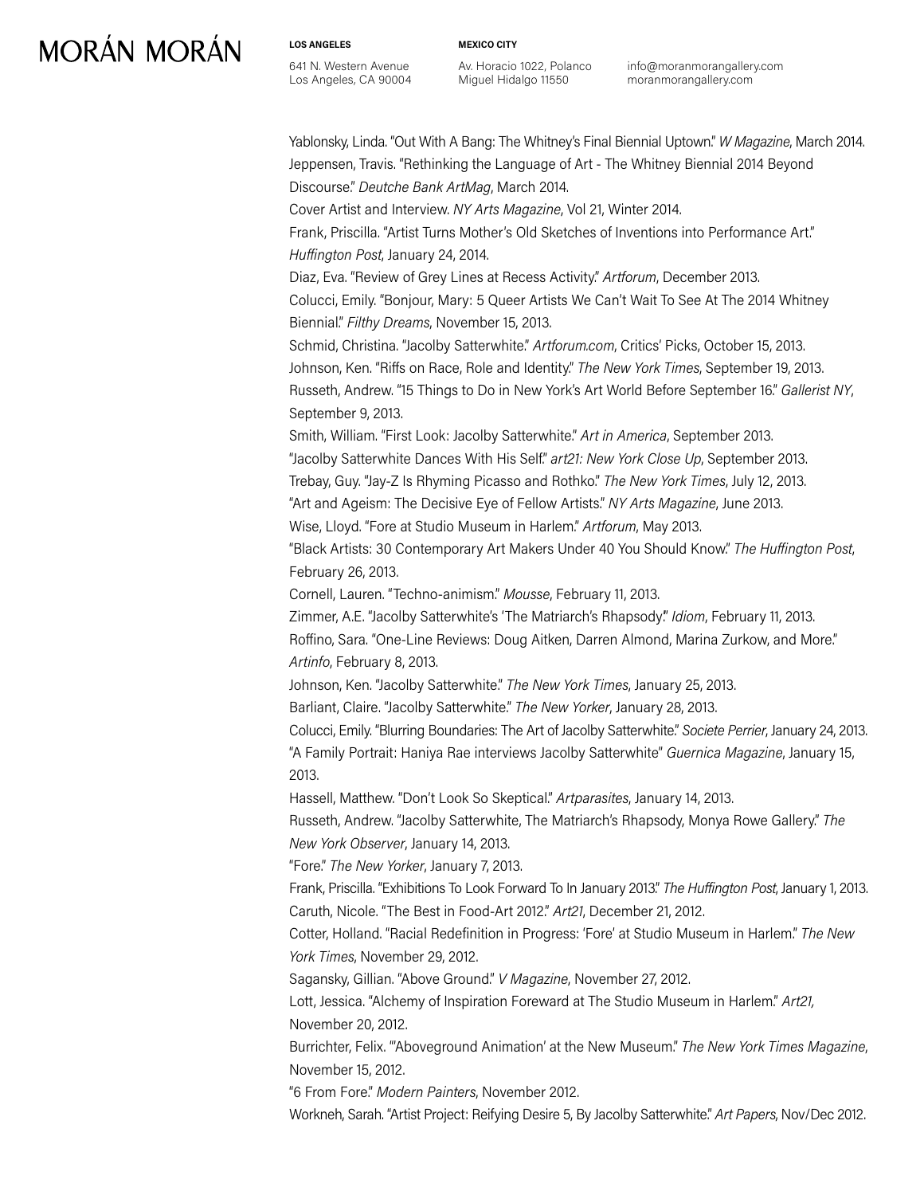Yablonsky, Linda. "Out With A Bang: The Whitney's Final Biennial Uptown." *W Magazine*, March 2014.

Jeppensen, Travis. "Rethinking the Language of Art - The Whitney Biennial 2014 Beyond Discourse." *Deutche Bank ArtMag*, March 2014.

Cover Artist and Interview. *NY Arts Magazine*, Vol 21, Winter 2014.

Frank, Priscilla. "Artist Turns Mother's Old Sketches of Inventions into Performance Art." *Huffington Post*, January 24, 2014.

Diaz, Eva. "Review of Grey Lines at Recess Activity." *Artforum*, December 2013.

Colucci, Emily. "Bonjour, Mary: 5 Queer Artists We Can't Wait To See At The 2014 Whitney Biennial." *Filthy Dreams*, November 15, 2013.

Schmid, Christina. "Jacolby Satterwhite." *Artforum.com*, Critics' Picks, October 15, 2013.

Johnson, Ken. "Riffs on Race, Role and Identity." *The New York Times*, September 19, 2013.

Russeth, Andrew. "15 Things to Do in New York's Art World Before September 16." *Gallerist NY*, September 9, 2013.

Smith, William. "First Look: Jacolby Satterwhite." *Art in America*, September 2013.

"Jacolby Satterwhite Dances With His Self." *art21: New York Close Up*, September 2013.

Trebay, Guy. "Jay-Z Is Rhyming Picasso and Rothko." *The New York Times*, July 12, 2013.

"Art and Ageism: The Decisive Eye of Fellow Artists." *NY Arts Magazine*, June 2013.

Wise, Lloyd. "Fore at Studio Museum in Harlem." *Artforum*, May 2013.

"Black Artists: 30 Contemporary Art Makers Under 40 You Should Know." *The Huffington Post*, February 26, 2013.

Cornell, Lauren. "Techno-animism." *Mousse*, February 11, 2013.

Zimmer, A.E. "Jacolby Satterwhite's 'The Matriarch's Rhapsody'." *Idiom*, February 11, 2013.

Roffino, Sara. "One-Line Reviews: Doug Aitken, Darren Almond, Marina Zurkow, and More." *Artinfo*, February 8, 2013.

Johnson, Ken. "Jacolby Satterwhite." *The New York Times*, January 25, 2013.

Barliant, Claire. "Jacolby Satterwhite." *The New Yorker*, January 28, 2013.

Colucci, Emily. "Blurring Boundaries: The Art of Jacolby Satterwhite." *Societe Perrier*, January 24, 2013.

"A Family Portrait: Haniya Rae interviews Jacolby Satterwhite" *Guernica Magazine*, January 15, 2013.

Hassell, Matthew. "Don't Look So Skeptical." *Artparasites*, January 14, 2013.

Russeth, Andrew. "Jacolby Satterwhite, The Matriarch's Rhapsody, Monya Rowe Gallery." *The New York Observer*, January 14, 2013.

"Fore." *The New Yorker*, January 7, 2013.

Frank, Priscilla. "Exhibitions To Look Forward To In January 2013." *The Huffington Post*, January 1, 2013.

Caruth, Nicole. "The Best in Food-Art 2012." *Art21*, December 21, 2012.

Cotter, Holland. "Racial Redefinition in Progress: 'Fore' at Studio Museum in Harlem." *The New York Times*, November 29, 2012.

Sagansky, Gillian. "Above Ground." *V Magazine*, November 27, 2012.

Lott, Jessica. "Alchemy of Inspiration Foreward at The Studio Museum in Harlem." *Art21,* November 20, 2012.

Burrichter, Felix. "'Aboveground Animation' at the New Museum." *The New York Times Magazine*, November 15, 2012.

"6 From Fore." *Modern Painters*, November 2012.

Workneh, Sarah. "Artist Project: Reifying Desire 5, By Jacolby Satterwhite." *Art Papers*, Nov/Dec 2012.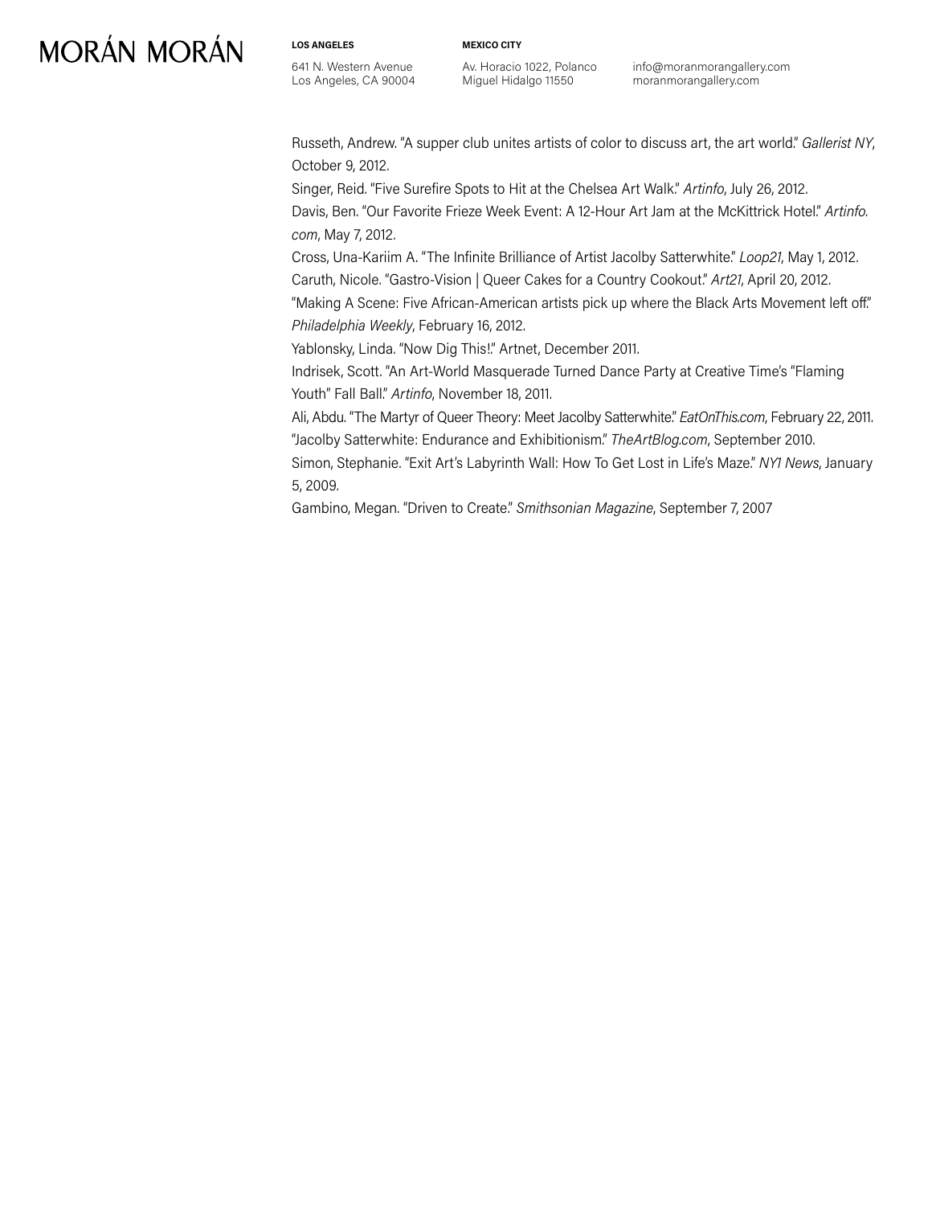Russeth, Andrew. "A supper club unites artists of color to discuss art, the art world." *Gallerist NY*, October 9, 2012.

Singer, Reid. "Five Surefire Spots to Hit at the Chelsea Art Walk." *Artinfo*, July 26, 2012.

Davis, Ben. "Our Favorite Frieze Week Event: A 12-Hour Art Jam at the McKittrick Hotel." *Artinfo.com*, May 7, 2012.

Cross, Una-Kariim A. "The Infinite Brilliance of Artist Jacolby Satterwhite." *Loop21*, May 1, 2012.

Caruth, Nicole. "Gastro-Vision | Queer Cakes for a Country Cookout." *Art21*, April 20, 2012.

"Making A Scene: Five African-American artists pick up where the Black Arts Movement left off." *Philadelphia Weekly*, February 16, 2012.

Yablonsky, Linda. "Now Dig This!." Artnet, December 2011.

Indrisek, Scott. "An Art-World Masquerade Turned Dance Party at Creative Time's "Flaming Youth" Fall Ball." *Artinfo*, November 18, 2011.

Ali, Abdu. "The Martyr of Queer Theory: Meet Jacolby Satterwhite." *EatOnThis.com*, February 22, 2011.

"Jacolby Satterwhite: Endurance and Exhibitionism." *TheArtBlog.com*, September 2010.

Simon, Stephanie. "Exit Art's Labyrinth Wall: How To Get Lost in Life's Maze." *NY1 News*, January 5, 2009.

Gambino, Megan. "Driven to Create." *Smithsonian Magazine*, September 7, 2007